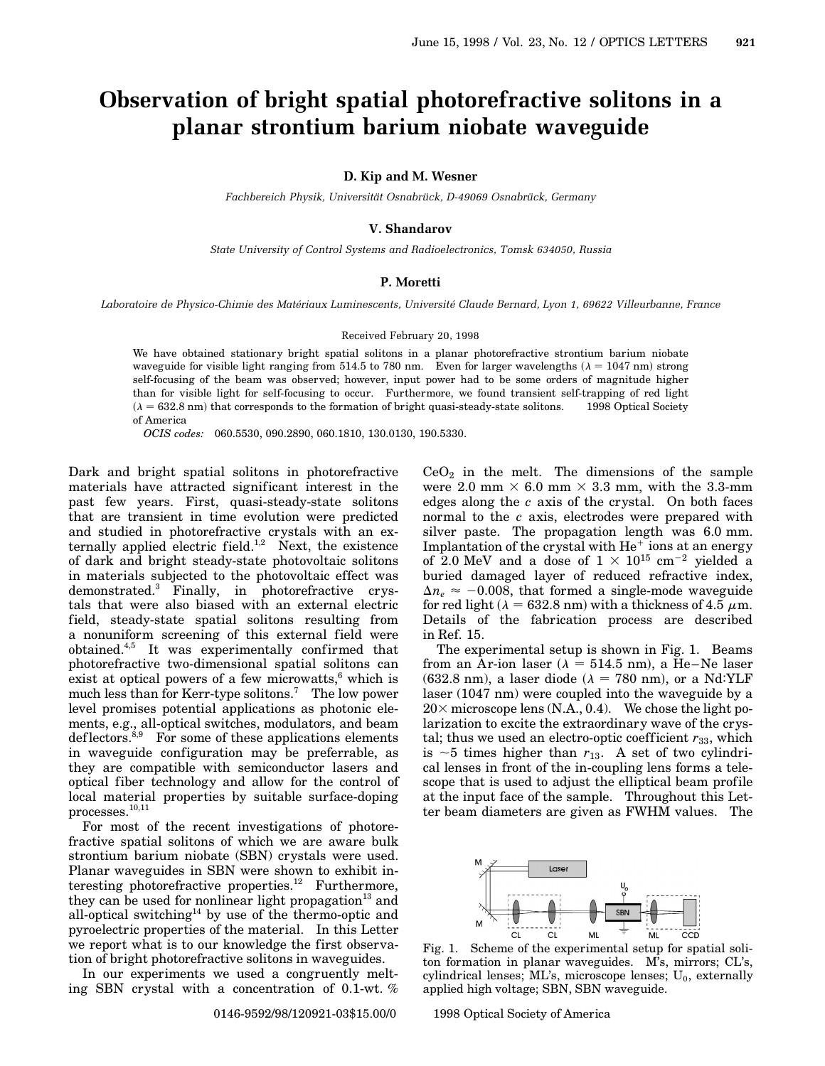# Observation of bright spatial photorefractive solitons in a planar strontium barium niobate waveguide

**D. Kip and M. Wesner**

*Fachbereich Physik, Universität Osnabrück, D-49069 Osnabrück, Germany*

**V. Shandarov**

*State University of Control Systems and Radioelectronics, Tomsk 634050, Russia*

**P. Moretti**

*Laboratoire de Physico-Chimie des Matériaux Luminescents, Université Claude Bernard, Lyon 1, 69622 Villeurbanne, France*

Received February 20, 1998

We have obtained stationary bright spatial solitons in a planar photorefractive strontium barium niobate waveguide for visible light ranging from 514.5 to 780 nm. Even for larger wavelengths ($\lambda = 1047$ nm) strong self-focusing of the beam was observed; however, input power had to be some orders of magnitude higher than for visible light for self-focusing to occur. Furthermore, we found transient self-trapping of red light ($\lambda = 632.8$ nm) that corresponds to the formation of bright quasi-steady-state solitons. © 1998 Optical Society of America

*OCIS codes:* 060.5530, 090.2890, 060.1810, 130.0130, 190.5330.

Dark and bright spatial solitons in photorefractive materials have attracted significant interest in the past few years. First, quasi-steady-state solitons that are transient in time evolution were predicted and studied in photorefractive crystals with an externally applied electric field.[1,2] Next, the existence of dark and bright steady-state photovoltaic solitons in materials subjected to the photovoltaic effect was demonstrated.[3] Finally, in photorefractive crystals that were also biased with an external electric field, steady-state spatial solitons resulting from a nonuniform screening of this external field were obtained.[4,5] It was experimentally confirmed that photorefractive two-dimensional spatial solitons can exist at optical powers of a few microwatts,[6] which is much less than for Kerr-type solitons.[7] The low power level promises potential applications as photonic elements, e.g., all-optical switches, modulators, and beam deflectors.[8,9] For some of these applications elements in waveguide configuration may be preferrable, as they are compatible with semiconductor lasers and optical fiber technology and allow for the control of local material properties by suitable surface-doping processes.[10,11]

For most of the recent investigations of photorefractive spatial solitons of which we are aware bulk strontium barium niobate (SBN) crystals were used. Planar waveguides in SBN were shown to exhibit interesting photorefractive properties.[12] Furthermore, they can be used for nonlinear light propagation[13] and all-optical switching[14] by use of the thermo-optic and pyroelectric properties of the material. In this Letter we report what is to our knowledge the first observation of bright photorefractive solitons in waveguides.

In our experiments we used a congruently melting SBN crystal with a concentration of 0.1-wt. % $CeO_2$ in the melt. The dimensions of the sample were 2.0 mm × 6.0 mm × 3.3 mm, with the 3.3-mm edges along the $c$ axis of the crystal. On both faces normal to the $c$ axis, electrodes were prepared with silver paste. The propagation length was 6.0 mm. Implantation of the crystal with $He^+$ ions at an energy of 2.0 MeV and a dose of $1 \times 10^{15}$ cm$^{-2}$ yielded a buried damaged layer of reduced refractive index, $\Delta n_e \approx -0.008$, that formed a single-mode waveguide for red light ($\lambda = 632.8$ nm) with a thickness of 4.5 $\mu$m. Details of the fabrication process are described in Ref. 15.

The experimental setup is shown in Fig. 1. Beams from an Ar-ion laser ($\lambda = 514.5$ nm), a He–Ne laser (632.8 nm), a laser diode ($\lambda = 780$ nm), or a Nd:YLF laser (1047 nm) were coupled into the waveguide by a 20× microscope lens (N.A., 0.4). We chose the light polarization to excite the extraordinary wave of the crystal; thus we used an electro-optic coefficient $r_{33}$, which is ~5 times higher than $r_{13}$. A set of two cylindrical lenses in front of the in-coupling lens forms a telescope that is used to adjust the elliptical beam profile at the input face of the sample. Throughout this Letter beam diameters are given as FWHM values. The

Fig. 1. Scheme of the experimental setup for spatial soliton formation in planar waveguides. M's, mirrors; CL's, cylindrical lenses; ML's, microscope lenses; $U_0$, externally applied high voltage; SBN, SBN waveguide.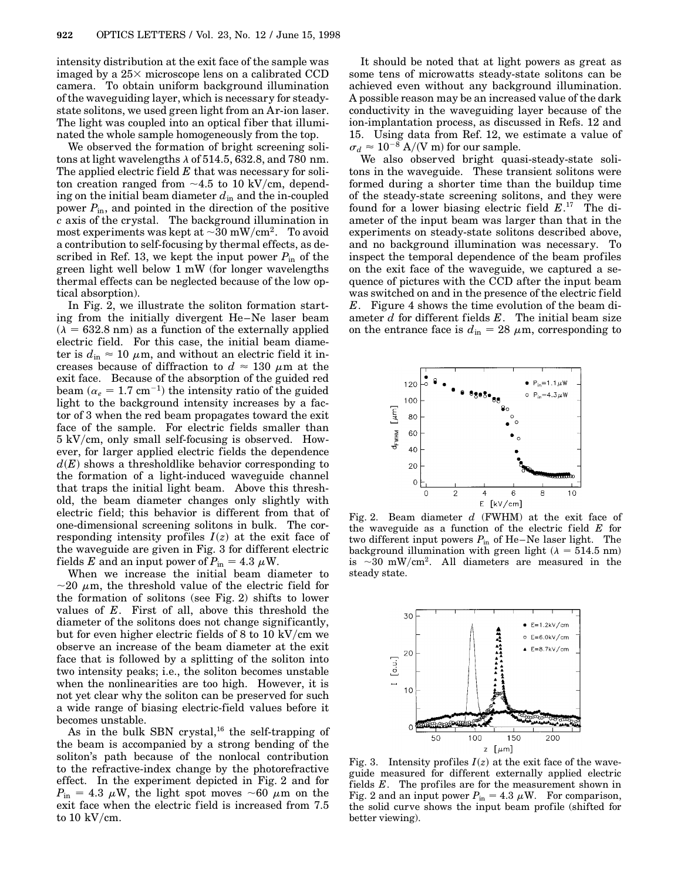intensity distribution at the exit face of the sample was imaged by a 25× microscope lens on a calibrated CCD camera. To obtain uniform background illumination of the waveguiding layer, which is necessary for steady-state solitons, we used green light from an Ar-ion laser. The light was coupled into an optical fiber that illuminated the whole sample homogeneously from the top.

We observed the formation of bright screening solitons at light wavelengths $\lambda$ of 514.5, 632.8, and 780 nm. The applied electric field $E$ that was necessary for soliton creation ranged from ~4.5 to 10 kV/cm, depending on the initial beam diameter $d_{\text{in}}$ and the in-coupled power $P_{\text{in}}$, and pointed in the direction of the positive $c$ axis of the crystal. The background illumination in most experiments was kept at ~30 mW/cm$^2$. To avoid a contribution to self-focusing by thermal effects, as described in Ref. 13, we kept the input power $P_{\text{in}}$ of the green light well below 1 mW (for longer wavelengths thermal effects can be neglected because of the low optical absorption).

In Fig. 2, we illustrate the soliton formation starting from the initially divergent He–Ne laser beam ($\lambda = 632.8$ nm) as a function of the externally applied electric field. For this case, the initial beam diameter is $d_{\text{in}} \approx 10$ $\mu$m, and without an electric field it increases because of diffraction to $d \approx 130$ $\mu$m at the exit face. Because of the absorption of the guided red beam ($\alpha_e = 1.7$ cm$^{-1}$) the intensity ratio of the guided light to the background intensity increases by a factor of 3 when the red beam propagates toward the exit face of the sample. For electric fields smaller than 5 kV/cm, only small self-focusing is observed. However, for larger applied electric fields the dependence $d(E)$ shows a thresholdlike behavior corresponding to the formation of a light-induced waveguide channel that traps the initial light beam. Above this threshold, the beam diameter changes only slightly with electric field; this behavior is different from that of one-dimensional screening solitons in bulk. The corresponding intensity profiles $I(z)$ at the exit face of the waveguide are given in Fig. 3 for different electric fields $E$ and an input power of $P_{\text{in}} = 4.3$ $\mu$W.

When we increase the initial beam diameter to ~20 $\mu$m, the threshold value of the electric field for the formation of solitons (see Fig. 2) shifts to lower values of $E$. First of all, above this threshold the diameter of the solitons does not change significantly, but for even higher electric fields of 8 to 10 kV/cm we observe an increase of the beam diameter at the exit face that is followed by a splitting of the soliton into two intensity peaks; i.e., the soliton becomes unstable when the nonlinearities are too high. However, it is not yet clear why the soliton can be preserved for such a wide range of biasing electric-field values before it becomes unstable.

As in the bulk SBN crystal,[16] the self-trapping of the beam is accompanied by a strong bending of the soliton's path because of the nonlocal contribution to the refractive-index change by the photorefractive effect. In the experiment depicted in Fig. 2 and for $P_{\text{in}} = 4.3$ $\mu$W, the light spot moves ~60 $\mu$m on the exit face when the electric field is increased from 7.5 to 10 kV/cm.

It should be noted that at light powers as great as some tens of microwatts steady-state solitons can be achieved even without any background illumination. A possible reason may be an increased value of the dark conductivity in the waveguiding layer because of the ion-implantation process, as discussed in Refs. 12 and 15. Using data from Ref. 12, we estimate a value of $\sigma_d \approx 10^{-8}$ A/(V m) for our sample.

We also observed bright quasi-steady-state solitons in the waveguide. These transient solitons were formed during a shorter time than the buildup time of the steady-state screening solitons, and they were found for a lower biasing electric field $E$.[17] The diameter of the input beam was larger than that in the experiments on steady-state solitons described above, and no background illumination was necessary. To inspect the temporal dependence of the beam profiles on the exit face of the waveguide, we captured a sequence of pictures with the CCD after the input beam was switched on and in the presence of the electric field $E$. Figure 4 shows the time evolution of the beam diameter $d$ for different fields $E$. The initial beam size on the entrance face is $d_{\text{in}} = 28$ $\mu$m, corresponding to

Fig. 2. Beam diameter $d$ (FWHM) at the exit face of the waveguide as a function of the electric field $E$ for two different input powers $P_{\text{in}}$ of He–Ne laser light. The background illumination with green light ($\lambda = 514.5$ nm) is ~30 mW/cm$^2$. All diameters are measured in the steady state.

Fig. 3. Intensity profiles $I(z)$ at the exit face of the waveguide measured for different externally applied electric fields $E$. The profiles are for the measurement shown in Fig. 2 and an input power $P_{\text{in}} = 4.3$ $\mu$W. For comparison, the solid curve shows the input beam profile (shifted for better viewing).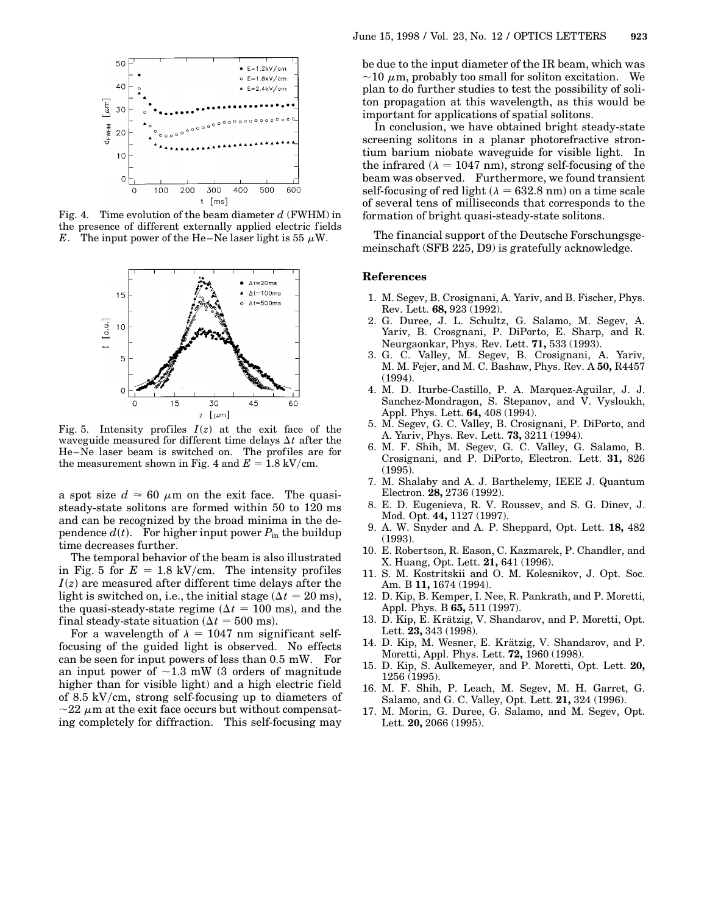50
40
30
20
10
0

$d_{FWHM}$ [$\mu$m]

0 100 200 300 400 500 600

t [ms]

• E=1.2kV/cm
○ E=1.8kV/cm
▲ E=2.4kV/cm

Fig. 4. Time evolution of the beam diameter $d$ (FWHM) in the presence of different externally applied electric fields $E$. The input power of the He–Ne laser light is 55 $\mu$W.

15
10
5
0

I [a.u.]

0 15 30 45 60

z [$\mu$m]

• Δt=20ms
▲ Δt=100ms
○ Δt=500ms

Fig. 5. Intensity profiles $I(z)$ at the exit face of the waveguide measured for different time delays $\Delta t$ after the He–Ne laser beam is switched on. The profiles are for the measurement shown in Fig. 4 and $E = 1.8$ kV/cm.

a spot size $d \approx 60$ $\mu$m on the exit face. The quasi-steady-state solitons are formed within 50 to 120 ms and can be recognized by the broad minima in the dependence $d(t)$. For higher input power $P_{\text{in}}$ the buildup time decreases further.

The temporal behavior of the beam is also illustrated in Fig. 5 for $E = 1.8$ kV/cm. The intensity profiles $I(z)$ are measured after different time delays after the light is switched on, i.e., the initial stage ($\Delta t = 20$ ms), the quasi-steady-state regime ($\Delta t = 100$ ms), and the final steady-state situation ($\Delta t = 500$ ms).

For a wavelength of $\lambda = 1047$ nm significant self-focusing of the guided light is observed. No effects can be seen for input powers of less than 0.5 mW. For an input power of ~1.3 mW (3 orders of magnitude higher than for visible light) and a high electric field of 8.5 kV/cm, strong self-focusing up to diameters of ~22 $\mu$m at the exit face occurs but without compensating completely for diffraction. This self-focusing may be due to the input diameter of the IR beam, which was ~10 $\mu$m, probably too small for soliton excitation. We plan to do further studies to test the possibility of soliton propagation at this wavelength, as this would be important for applications of spatial solitons.

In conclusion, we have obtained bright steady-state screening solitons in a planar photorefractive strontium barium niobate waveguide for visible light. In the infrared ($\lambda = 1047$ nm), strong self-focusing of the beam was observed. Furthermore, we found transient self-focusing of red light ($\lambda = 632.8$ nm) on a time scale of several tens of milliseconds that corresponds to the formation of bright quasi-steady-state solitons.

The financial support of the Deutsche Forschungsgemeinschaft (SFB 225, D9) is gratefully acknowledge.

## References

1. M. Segev, B. Crosignani, A. Yariv, and B. Fischer, Phys. Rev. Lett. **68,** 923 (1992).
2. G. Duree, J. L. Schultz, G. Salamo, M. Segev, A. Yariv, B. Crosgnani, P. DiPorto, E. Sharp, and R. Neurgaonkar, Phys. Rev. Lett. **71,** 533 (1993).
3. G. C. Valley, M. Segev, B. Crosignani, A. Yariv, M. M. Fejer, and M. C. Bashaw, Phys. Rev. A **50,** R4457 (1994).
4. M. D. Iturbe-Castillo, P. A. Marquez-Aguilar, J. J. Sanchez-Mondragon, S. Stepanov, and V. Vysloukh, Appl. Phys. Lett. **64,** 408 (1994).
5. M. Segev, G. C. Valley, B. Crosignani, P. DiPorto, and A. Yariv, Phys. Rev. Lett. **73,** 3211 (1994).
6. M. F. Shih, M. Segev, G. C. Valley, G. Salamo, B. Crosignani, and P. DiPorto, Electron. Lett. **31,** 826 (1995).
7. M. Shalaby and A. J. Barthelemy, IEEE J. Quantum Electron. **28,** 2736 (1992).
8. E. D. Eugenieva, R. V. Roussev, and S. G. Dinev, J. Mod. Opt. **44,** 1127 (1997).
9. A. W. Snyder and A. P. Sheppard, Opt. Lett. **18,** 482 (1993).
10. E. Robertson, R. Eason, C. Kazmarek, P. Chandler, and X. Huang, Opt. Lett. **21,** 641 (1996).
11. S. M. Kostritskii and O. M. Kolesnikov, J. Opt. Soc. Am. B **11,** 1674 (1994).
12. D. Kip, B. Kemper, I. Nee, R. Pankrath, and P. Moretti, Appl. Phys. B **65,** 511 (1997).
13. D. Kip, E. Krätzig, V. Shandarov, and P. Moretti, Opt. Lett. **23,** 343 (1998).
14. D. Kip, M. Wesner, E. Krätzig, V. Shandarov, and P. Moretti, Appl. Phys. Lett. **72,** 1960 (1998).
15. D. Kip, S. Aulkemeyer, and P. Moretti, Opt. Lett. **20,** 1256 (1995).
16. M. F. Shih, P. Leach, M. Segev, M. H. Garret, G. Salamo, and G. C. Valley, Opt. Lett. **21,** 324 (1996).
17. M. Morin, G. Duree, G. Salamo, and M. Segev, Opt. Lett. **20,** 2066 (1995).